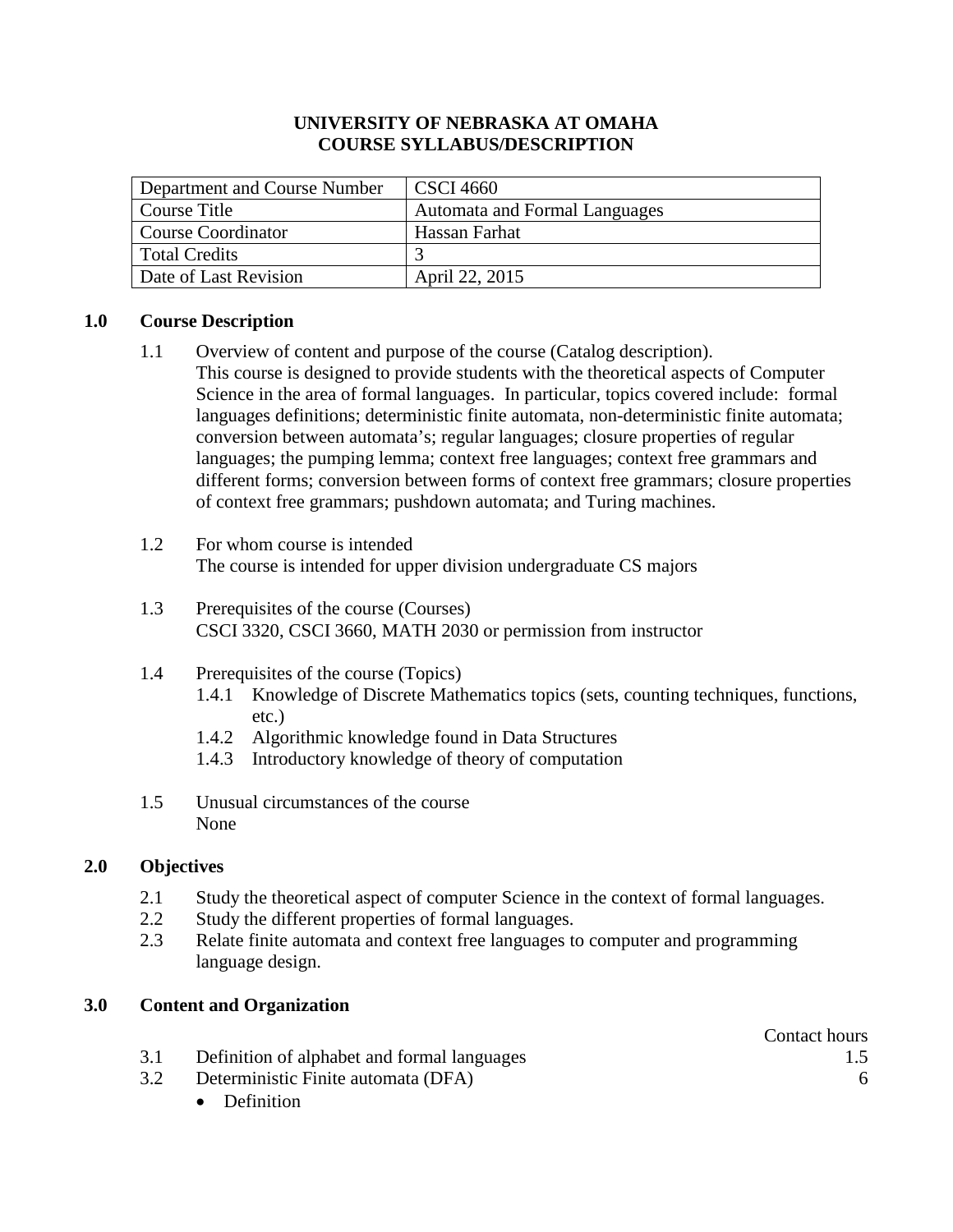**UNIVERSITY OF NEBRASKA AT OMAHA**
**COURSE SYLLABUS/DESCRIPTION**

| Department and Course Number | CSCI 4660 |
|---|---|
| Course Title | Automata and Formal Languages |
| Course Coordinator | Hassan Farhat |
| Total Credits | 3 |
| Date of Last Revision | April 22, 2015 |

## 1.0 Course Description

1.1 Overview of content and purpose of the course (Catalog description).
This course is designed to provide students with the theoretical aspects of Computer Science in the area of formal languages. In particular, topics covered include: formal languages definitions; deterministic finite automata, non-deterministic finite automata; conversion between automata's; regular languages; closure properties of regular languages; the pumping lemma; context free languages; context free grammars and different forms; conversion between forms of context free grammars; closure properties of context free grammars; pushdown automata; and Turing machines.

1.2 For whom course is intended
The course is intended for upper division undergraduate CS majors

1.3 Prerequisites of the course (Courses)
CSCI 3320, CSCI 3660, MATH 2030 or permission from instructor

1.4 Prerequisites of the course (Topics)
- 1.4.1 Knowledge of Discrete Mathematics topics (sets, counting techniques, functions, etc.)
- 1.4.2 Algorithmic knowledge found in Data Structures
- 1.4.3 Introductory knowledge of theory of computation

1.5 Unusual circumstances of the course
None

## 2.0 Objectives

2.1 Study the theoretical aspect of computer Science in the context of formal languages.
2.2 Study the different properties of formal languages.
2.3 Relate finite automata and context free languages to computer and programming language design.

## 3.0 Content and Organization

| | | Contact hours |
|---|---|---|
| 3.1 | Definition of alphabet and formal languages | 1.5 |
| 3.2 | Deterministic Finite automata (DFA) | 6 |

- Definition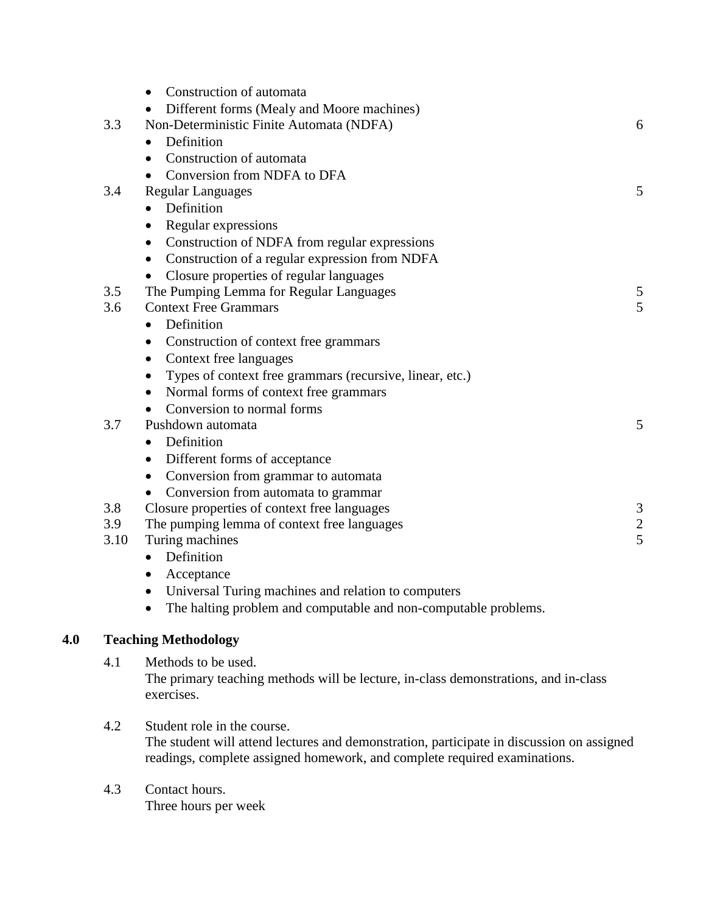- Construction of automata
- Different forms (Mealy and Moore machines)

| | | |
|---|---|---|
| 3.3 | Non-Deterministic Finite Automata (NDFA)<br>• Definition<br>• Construction of automata<br>• Conversion from NDFA to DFA | 6 |
| 3.4 | Regular Languages<br>• Definition<br>• Regular expressions<br>• Construction of NDFA from regular expressions<br>• Construction of a regular expression from NDFA<br>• Closure properties of regular languages | 5 |
| 3.5 | The Pumping Lemma for Regular Languages | 5 |
| 3.6 | Context Free Grammars<br>• Definition<br>• Construction of context free grammars<br>• Context free languages<br>• Types of context free grammars (recursive, linear, etc.)<br>• Normal forms of context free grammars<br>• Conversion to normal forms | 5 |
| 3.7 | Pushdown automata<br>• Definition<br>• Different forms of acceptance<br>• Conversion from grammar to automata<br>• Conversion from automata to grammar | 5 |
| 3.8 | Closure properties of context free languages | 3 |
| 3.9 | The pumping lemma of context free languages | 2 |
| 3.10 | Turing machines<br>• Definition<br>• Acceptance<br>• Universal Turing machines and relation to computers<br>• The halting problem and computable and non-computable problems. | 5 |

## 4.0 Teaching Methodology

4.1 Methods to be used.
The primary teaching methods will be lecture, in-class demonstrations, and in-class exercises.

4.2 Student role in the course.
The student will attend lectures and demonstration, participate in discussion on assigned readings, complete assigned homework, and complete required examinations.

4.3 Contact hours.
Three hours per week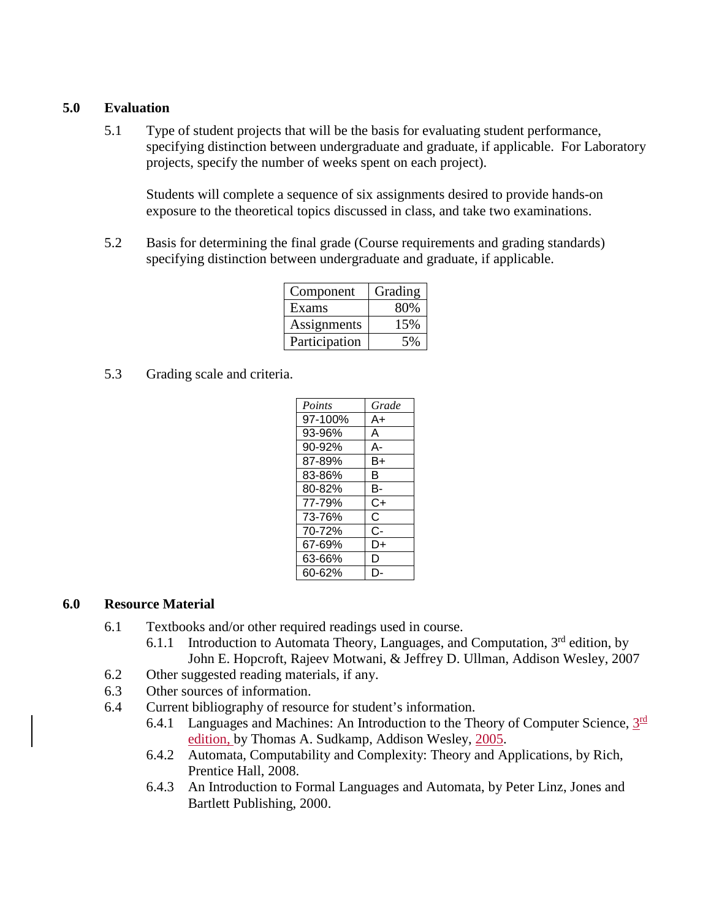## 5.0 Evaluation

5.1 Type of student projects that will be the basis for evaluating student performance, specifying distinction between undergraduate and graduate, if applicable. For Laboratory projects, specify the number of weeks spent on each project).

Students will complete a sequence of six assignments desired to provide hands-on exposure to the theoretical topics discussed in class, and take two examinations.

5.2 Basis for determining the final grade (Course requirements and grading standards) specifying distinction between undergraduate and graduate, if applicable.

| Component | Grading |
|---|---|
| Exams | 80% |
| Assignments | 15% |
| Participation | 5% |

5.3 Grading scale and criteria.

| *Points* | *Grade* |
|---|---|
| 97-100% | A+ |
| 93-96% | A |
| 90-92% | A- |
| 87-89% | B+ |
| 83-86% | B |
| 80-82% | B- |
| 77-79% | C+ |
| 73-76% | C |
| 70-72% | C- |
| 67-69% | D+ |
| 63-66% | D |
| 60-62% | D- |

## 6.0 Resource Material

6.1 Textbooks and/or other required readings used in course.

- 6.1.1 Introduction to Automata Theory, Languages, and Computation, 3rd edition, by John E. Hopcroft, Rajeev Motwani, & Jeffrey D. Ullman, Addison Wesley, 2007

6.2 Other suggested reading materials, if any.

6.3 Other sources of information.

6.4 Current bibliography of resource for student's information.

- 6.4.1 Languages and Machines: An Introduction to the Theory of Computer Science, 3rd edition, by Thomas A. Sudkamp, Addison Wesley, 2005.
- 6.4.2 Automata, Computability and Complexity: Theory and Applications, by Rich, Prentice Hall, 2008.
- 6.4.3 An Introduction to Formal Languages and Automata, by Peter Linz, Jones and Bartlett Publishing, 2000.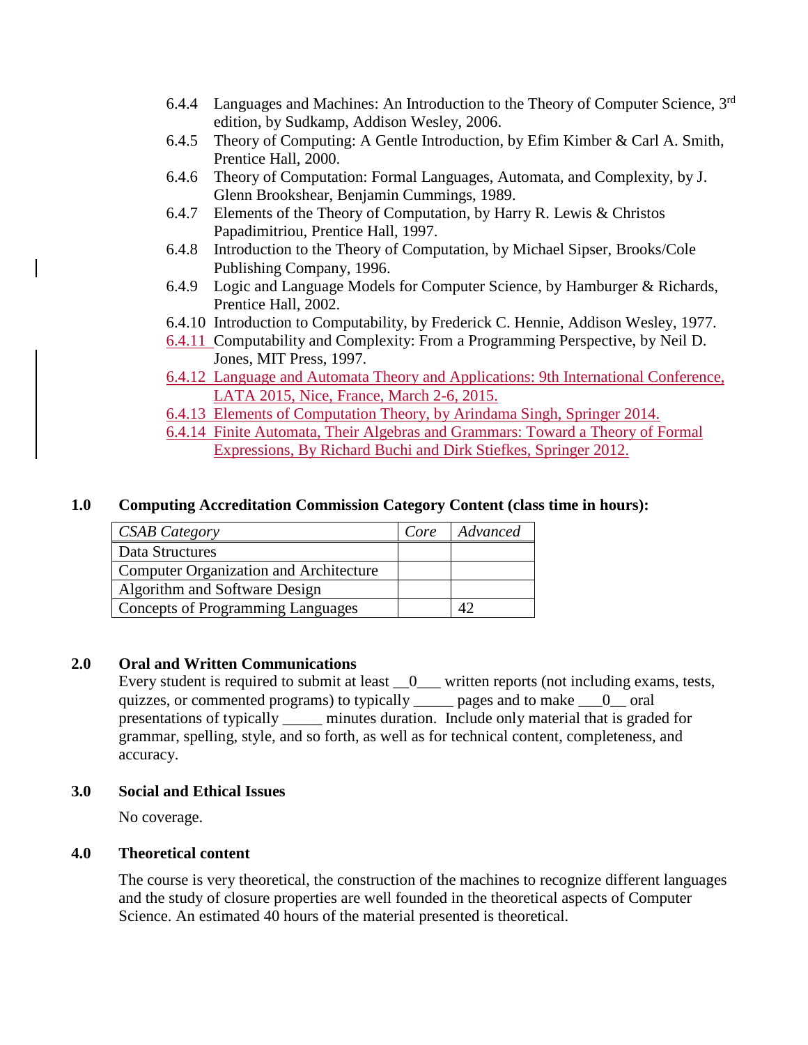6.4.4 Languages and Machines: An Introduction to the Theory of Computer Science, 3rd edition, by Sudkamp, Addison Wesley, 2006.

6.4.5 Theory of Computing: A Gentle Introduction, by Efim Kimber & Carl A. Smith, Prentice Hall, 2000.

6.4.6 Theory of Computation: Formal Languages, Automata, and Complexity, by J. Glenn Brookshear, Benjamin Cummings, 1989.

6.4.7 Elements of the Theory of Computation, by Harry R. Lewis & Christos Papadimitriou, Prentice Hall, 1997.

6.4.8 Introduction to the Theory of Computation, by Michael Sipser, Brooks/Cole Publishing Company, 1996.

6.4.9 Logic and Language Models for Computer Science, by Hamburger & Richards, Prentice Hall, 2002.

6.4.10 Introduction to Computability, by Frederick C. Hennie, Addison Wesley, 1977.

6.4.11 Computability and Complexity: From a Programming Perspective, by Neil D. Jones, MIT Press, 1997.

6.4.12 Language and Automata Theory and Applications: 9th International Conference, LATA 2015, Nice, France, March 2-6, 2015.

6.4.13 Elements of Computation Theory, by Arindama Singh, Springer 2014.

6.4.14 Finite Automata, Their Algebras and Grammars: Toward a Theory of Formal Expressions, By Richard Buchi and Dirk Stiefkes, Springer 2012.

## 1.0 Computing Accreditation Commission Category Content (class time in hours):

| *CSAB Category* | *Core* | *Advanced* |
|---|---|---|
| Data Structures | | |
| Computer Organization and Architecture | | |
| Algorithm and Software Design | | |
| Concepts of Programming Languages | | 42 |

## 2.0 Oral and Written Communications

Every student is required to submit at least __0___ written reports (not including exams, tests, quizzes, or commented programs) to typically _____ pages and to make ___0__ oral presentations of typically _____ minutes duration. Include only material that is graded for grammar, spelling, style, and so forth, as well as for technical content, completeness, and accuracy.

## 3.0 Social and Ethical Issues

No coverage.

## 4.0 Theoretical content

The course is very theoretical, the construction of the machines to recognize different languages and the study of closure properties are well founded in the theoretical aspects of Computer Science. An estimated 40 hours of the material presented is theoretical.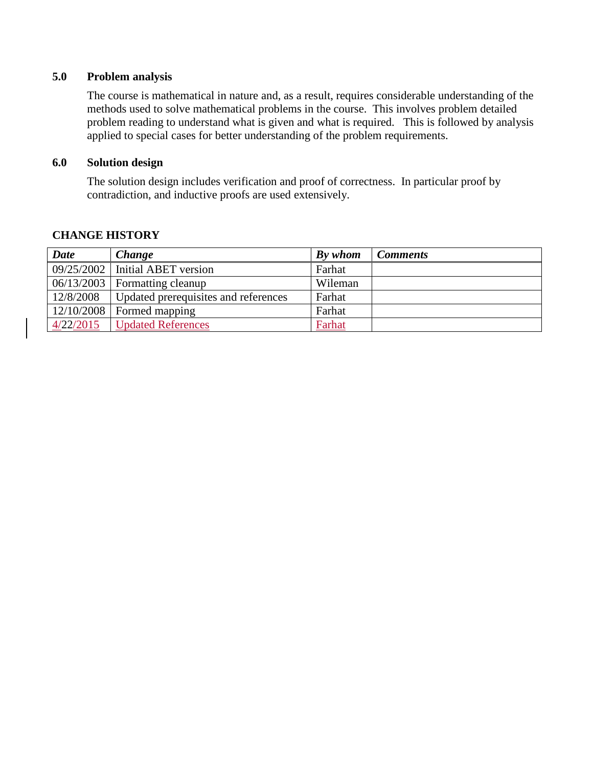### 5.0 Problem analysis

The course is mathematical in nature and, as a result, requires considerable understanding of the methods used to solve mathematical problems in the course. This involves problem detailed problem reading to understand what is given and what is required. This is followed by analysis applied to special cases for better understanding of the problem requirements.

### 6.0 Solution design

The solution design includes verification and proof of correctness. In particular proof by contradiction, and inductive proofs are used extensively.

## CHANGE HISTORY

| *Date* | *Change* | *By whom* | *Comments* |
|---|---|---|---|
| 09/25/2002 | Initial ABET version | Farhat | |
| 06/13/2003 | Formatting cleanup | Wileman | |
| 12/8/2008 | Updated prerequisites and references | Farhat | |
| 12/10/2008 | Formed mapping | Farhat | |
| 4/22/2015 | Updated References | Farhat | |